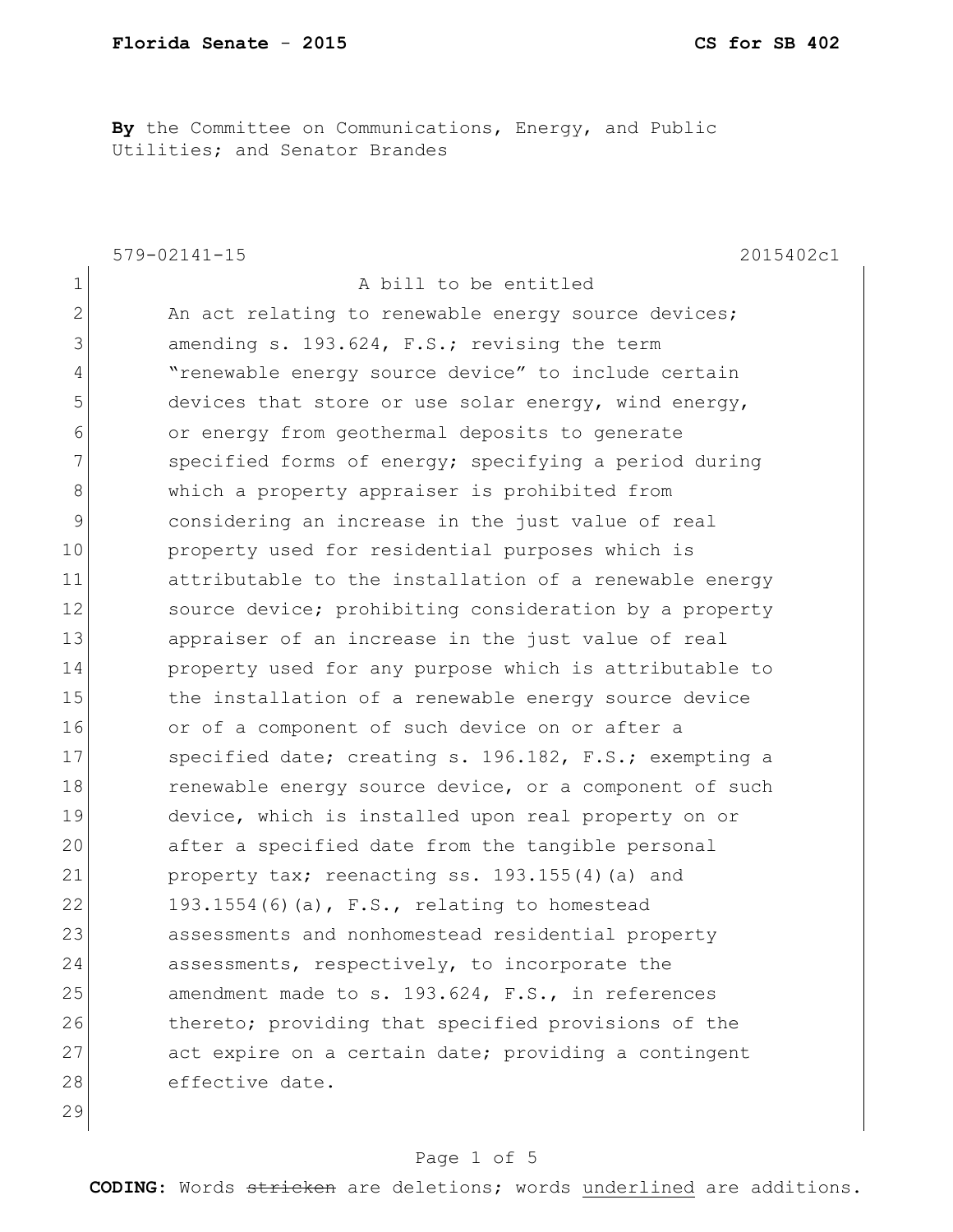**By** the Committee on Communications, Energy, and Public Utilities; and Senator Brandes

579-02141-15 2015402c1

A bill to be entitled

An act relating to renewable energy source devices; amending s. 193.624, F.S.; revising the term "renewable energy source device" to include certain devices that store or use solar energy, wind energy, or energy from geothermal deposits to generate specified forms of energy; specifying a period during which a property appraiser is prohibited from considering an increase in the just value of real property used for residential purposes which is attributable to the installation of a renewable energy source device; prohibiting consideration by a property appraiser of an increase in the just value of real property used for any purpose which is attributable to the installation of a renewable energy source device or of a component of such device on or after a specified date; creating s. 196.182, F.S.; exempting a renewable energy source device, or a component of such device, which is installed upon real property on or after a specified date from the tangible personal property tax; reenacting ss. 193.155(4)(a) and 193.1554(6)(a), F.S., relating to homestead assessments and nonhomestead residential property assessments, respectively, to incorporate the amendment made to s. 193.624, F.S., in references thereto; providing that specified provisions of the act expire on a certain date; providing a contingent effective date.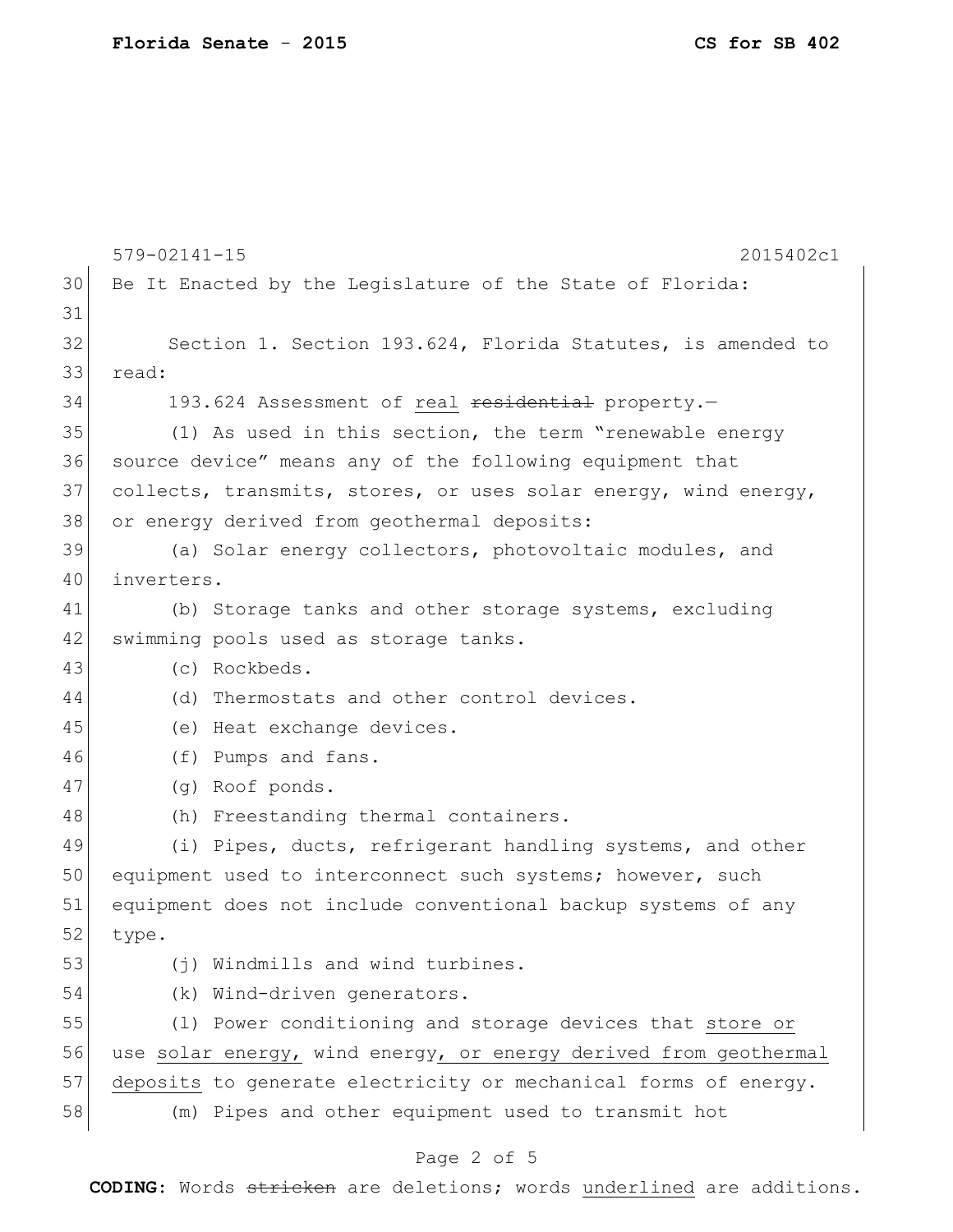Be It Enacted by the Legislature of the State of Florida:

Section 1. Section 193.624, Florida Statutes, is amended to read:

193.624 Assessment of <u>real</u> ~~residential~~ property.—

(1) As used in this section, the term "renewable energy source device" means any of the following equipment that collects, transmits, stores, or uses solar energy, wind energy, or energy derived from geothermal deposits:

(a) Solar energy collectors, photovoltaic modules, and inverters.

(b) Storage tanks and other storage systems, excluding swimming pools used as storage tanks.

(c) Rockbeds.

(d) Thermostats and other control devices.

(e) Heat exchange devices.

(f) Pumps and fans.

(g) Roof ponds.

(h) Freestanding thermal containers.

(i) Pipes, ducts, refrigerant handling systems, and other equipment used to interconnect such systems; however, such equipment does not include conventional backup systems of any type.

(j) Windmills and wind turbines.

(k) Wind-driven generators.

(l) Power conditioning and storage devices that <u>store or use</u> <u>solar energy,</u> wind energy<u>, or energy derived from geothermal deposits</u> to generate electricity or mechanical forms of energy.

(m) Pipes and other equipment used to transmit hot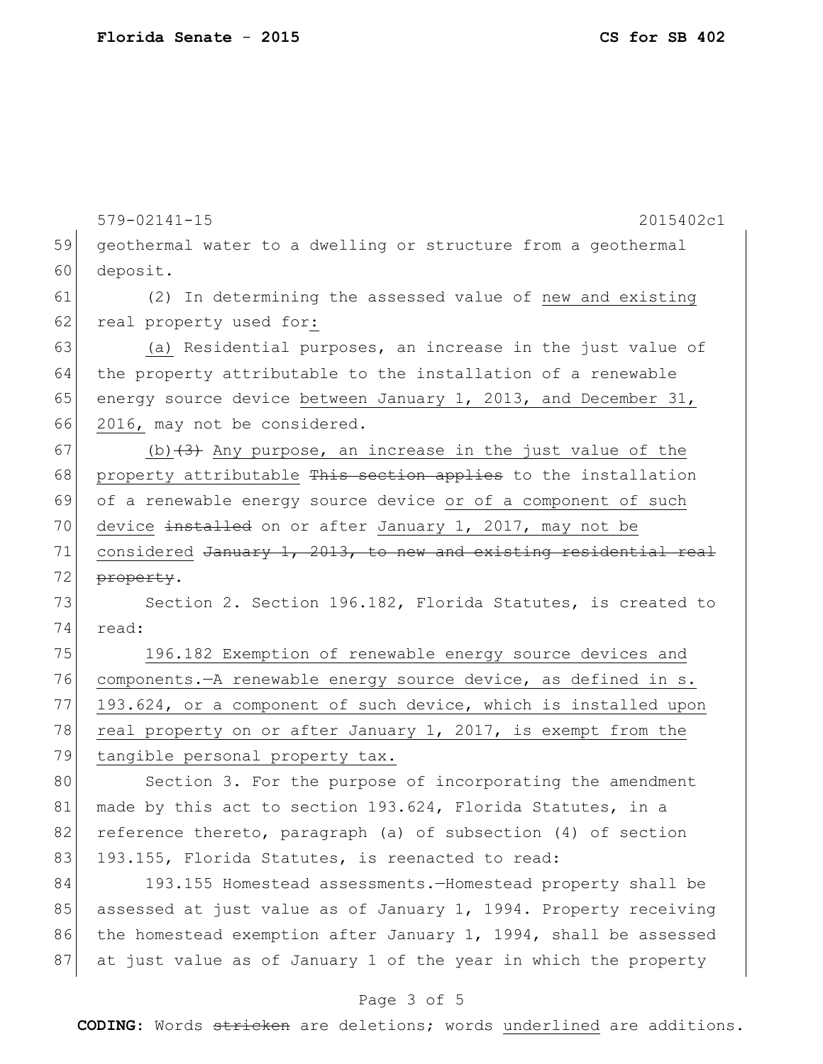geothermal water to a dwelling or structure from a geothermal deposit.

(2) In determining the assessed value of new and existing real property used for:

(a) Residential purposes, an increase in the just value of the property attributable to the installation of a renewable energy source device between January 1, 2013, and December 31, 2016, may not be considered.

(b) ~~(3)~~ Any purpose, an increase in the just value of the property attributable ~~This section applies~~ to the installation of a renewable energy source device or of a component of such device ~~installed~~ on or after January 1, 2017, may not be considered ~~January 1, 2013, to new and existing residential real property~~.

Section 2. Section 196.182, Florida Statutes, is created to read:

196.182 Exemption of renewable energy source devices and components.—A renewable energy source device, as defined in s. 193.624, or a component of such device, which is installed upon real property on or after January 1, 2017, is exempt from the tangible personal property tax.

Section 3. For the purpose of incorporating the amendment made by this act to section 193.624, Florida Statutes, in a reference thereto, paragraph (a) of subsection (4) of section 193.155, Florida Statutes, is reenacted to read:

193.155 Homestead assessments.—Homestead property shall be assessed at just value as of January 1, 1994. Property receiving the homestead exemption after January 1, 1994, shall be assessed at just value as of January 1 of the year in which the property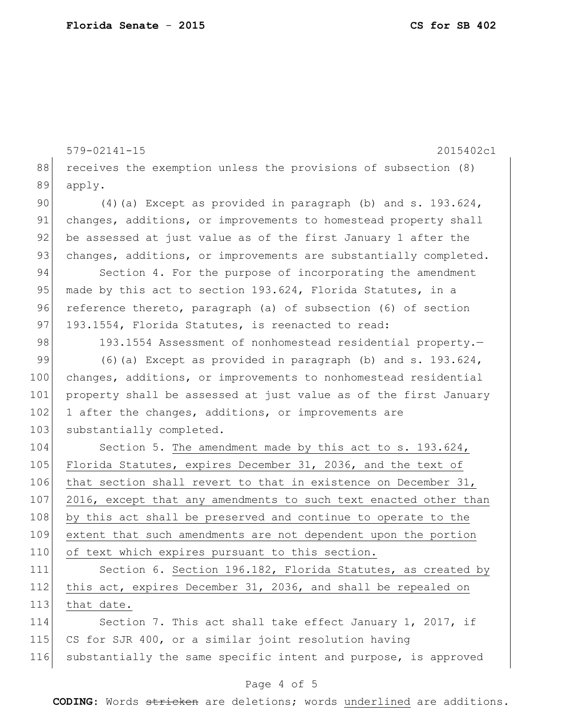receives the exemption unless the provisions of subsection (8) apply.

(4)(a) Except as provided in paragraph (b) and s. 193.624, changes, additions, or improvements to homestead property shall be assessed at just value as of the first January 1 after the changes, additions, or improvements are substantially completed.

Section 4. For the purpose of incorporating the amendment made by this act to section 193.624, Florida Statutes, in a reference thereto, paragraph (a) of subsection (6) of section 193.1554, Florida Statutes, is reenacted to read:

193.1554 Assessment of nonhomestead residential property.—

(6)(a) Except as provided in paragraph (b) and s. 193.624, changes, additions, or improvements to nonhomestead residential property shall be assessed at just value as of the first January 1 after the changes, additions, or improvements are substantially completed.

Section 5. The amendment made by this act to s. 193.624, Florida Statutes, expires December 31, 2036, and the text of that section shall revert to that in existence on December 31, 2016, except that any amendments to such text enacted other than by this act shall be preserved and continue to operate to the extent that such amendments are not dependent upon the portion of text which expires pursuant to this section.

Section 6. Section 196.182, Florida Statutes, as created by this act, expires December 31, 2036, and shall be repealed on that date.

Section 7. This act shall take effect January 1, 2017, if CS for SJR 400, or a similar joint resolution having substantially the same specific intent and purpose, is approved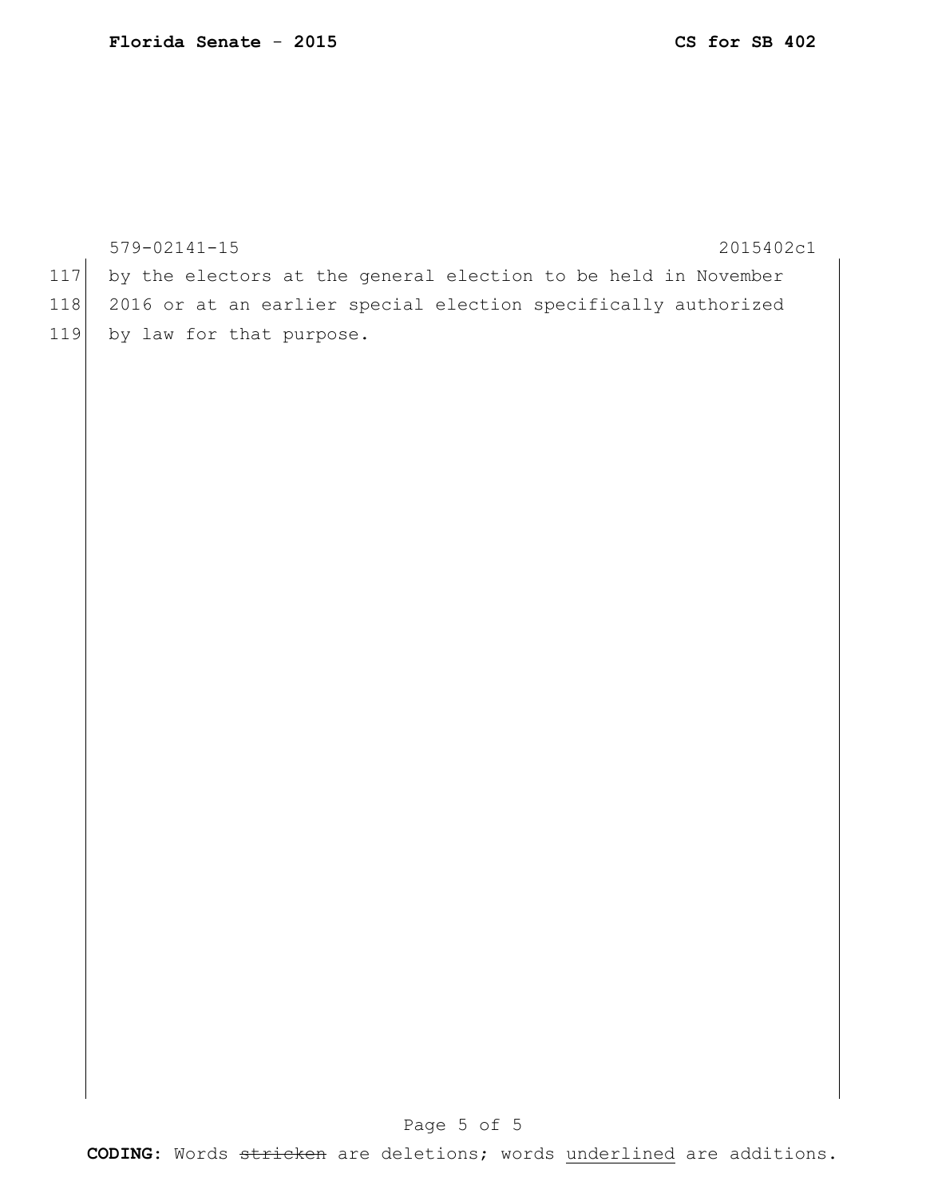579-02141-15 2015402c1

117 by the electors at the general election to be held in November
118 2016 or at an earlier special election specifically authorized
119 by law for that purpose.

**CODING:** Words ~~stricken~~ are deletions; words <u>underlined</u> are additions.